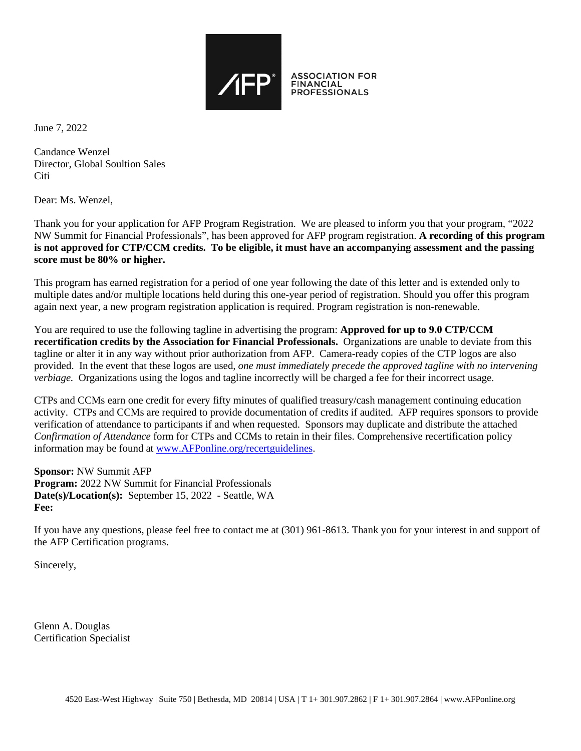ASSOCIATION FOR FINANCIAL PROFESSIONALS

June 7, 2022

Candance Wenzel
Director, Global Soultion Sales
Citi

Dear: Ms. Wenzel,

Thank you for your application for AFP Program Registration. We are pleased to inform you that your program, "2022 NW Summit for Financial Professionals", has been approved for AFP program registration. **A recording of this program is not approved for CTP/CCM credits. To be eligible, it must have an accompanying assessment and the passing score must be 80% or higher.**

This program has earned registration for a period of one year following the date of this letter and is extended only to multiple dates and/or multiple locations held during this one-year period of registration. Should you offer this program again next year, a new program registration application is required. Program registration is non-renewable.

You are required to use the following tagline in advertising the program: **Approved for up to 9.0 CTP/CCM recertification credits by the Association for Financial Professionals.** Organizations are unable to deviate from this tagline or alter it in any way without prior authorization from AFP. Camera-ready copies of the CTP logos are also provided. In the event that these logos are used, *one must immediately precede the approved tagline with no intervening verbiage.* Organizations using the logos and tagline incorrectly will be charged a fee for their incorrect usage.

CTPs and CCMs earn one credit for every fifty minutes of qualified treasury/cash management continuing education activity. CTPs and CCMs are required to provide documentation of credits if audited. AFP requires sponsors to provide verification of attendance to participants if and when requested. Sponsors may duplicate and distribute the attached *Confirmation of Attendance* form for CTPs and CCMs to retain in their files. Comprehensive recertification policy information may be found at [www.AFPonline.org/recertguidelines](http://www.AFPonline.org/recertguidelines).

**Sponsor:** NW Summit AFP
**Program:** 2022 NW Summit for Financial Professionals
**Date(s)/Location(s):** September 15, 2022 - Seattle, WA
**Fee:**

If you have any questions, please feel free to contact me at (301) 961-8613. Thank you for your interest in and support of the AFP Certification programs.

Sincerely,

Glenn A. Douglas
Certification Specialist

4520 East-West Highway | Suite 750 | Bethesda, MD 20814 | USA | T 1+ 301.907.2862 | F 1+ 301.907.2864 | www.AFPonline.org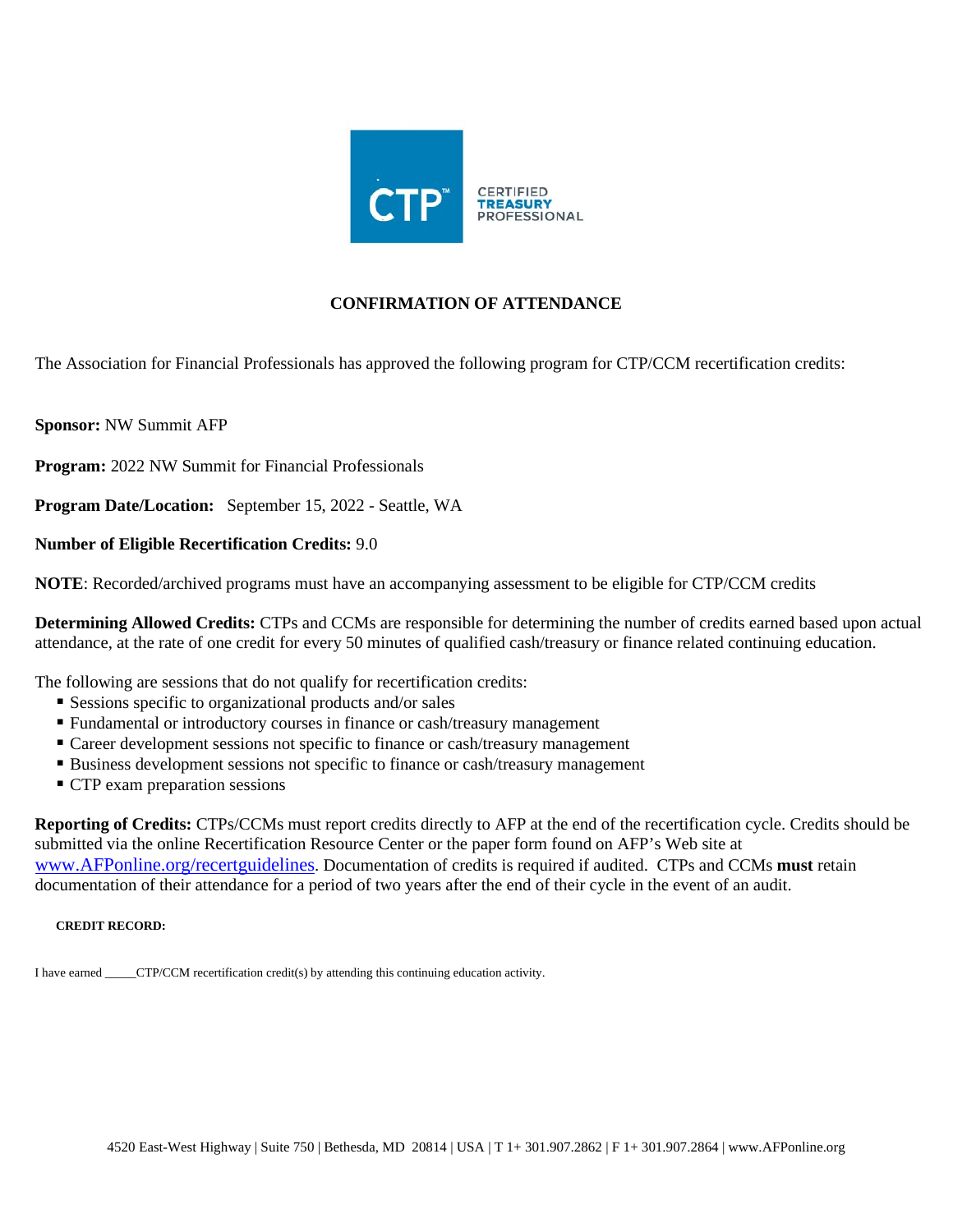CTP™ CERTIFIED TREASURY PROFESSIONAL

## CONFIRMATION OF ATTENDANCE

The Association for Financial Professionals has approved the following program for CTP/CCM recertification credits:

**Sponsor:** NW Summit AFP

**Program:** 2022 NW Summit for Financial Professionals

**Program Date/Location:** September 15, 2022 - Seattle, WA

**Number of Eligible Recertification Credits:** 9.0

**NOTE**: Recorded/archived programs must have an accompanying assessment to be eligible for CTP/CCM credits

**Determining Allowed Credits:** CTPs and CCMs are responsible for determining the number of credits earned based upon actual attendance, at the rate of one credit for every 50 minutes of qualified cash/treasury or finance related continuing education.

The following are sessions that do not qualify for recertification credits:

- Sessions specific to organizational products and/or sales
- Fundamental or introductory courses in finance or cash/treasury management
- Career development sessions not specific to finance or cash/treasury management
- Business development sessions not specific to finance or cash/treasury management
- CTP exam preparation sessions

**Reporting of Credits:** CTPs/CCMs must report credits directly to AFP at the end of the recertification cycle. Credits should be submitted via the online Recertification Resource Center or the paper form found on AFP's Web site at www.AFPonline.org/recertguidelines. Documentation of credits is required if audited. CTPs and CCMs **must** retain documentation of their attendance for a period of two years after the end of their cycle in the event of an audit.

**CREDIT RECORD:**

I have earned _____CTP/CCM recertification credit(s) by attending this continuing education activity.

4520 East-West Highway | Suite 750 | Bethesda, MD 20814 | USA | T 1+ 301.907.2862 | F 1+ 301.907.2864 | www.AFPonline.org